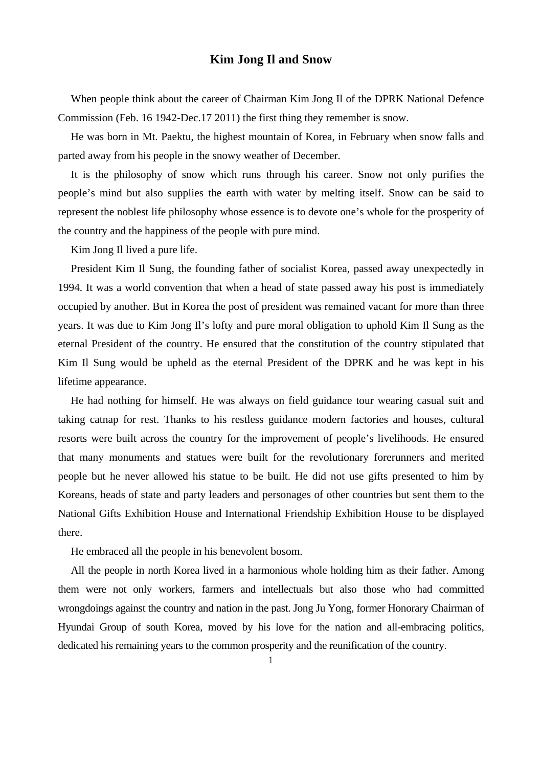# Kim Jong Il and Snow

When people think about the career of Chairman Kim Jong Il of the DPRK National Defence Commission (Feb. 16 1942-Dec.17 2011) the first thing they remember is snow.

He was born in Mt. Paektu, the highest mountain of Korea, in February when snow falls and parted away from his people in the snowy weather of December.

It is the philosophy of snow which runs through his career. Snow not only purifies the people's mind but also supplies the earth with water by melting itself. Snow can be said to represent the noblest life philosophy whose essence is to devote one's whole for the prosperity of the country and the happiness of the people with pure mind.

Kim Jong Il lived a pure life.

President Kim Il Sung, the founding father of socialist Korea, passed away unexpectedly in 1994. It was a world convention that when a head of state passed away his post is immediately occupied by another. But in Korea the post of president was remained vacant for more than three years. It was due to Kim Jong Il's lofty and pure moral obligation to uphold Kim Il Sung as the eternal President of the country. He ensured that the constitution of the country stipulated that Kim Il Sung would be upheld as the eternal President of the DPRK and he was kept in his lifetime appearance.

He had nothing for himself. He was always on field guidance tour wearing casual suit and taking catnap for rest. Thanks to his restless guidance modern factories and houses, cultural resorts were built across the country for the improvement of people's livelihoods. He ensured that many monuments and statues were built for the revolutionary forerunners and merited people but he never allowed his statue to be built. He did not use gifts presented to him by Koreans, heads of state and party leaders and personages of other countries but sent them to the National Gifts Exhibition House and International Friendship Exhibition House to be displayed there.

He embraced all the people in his benevolent bosom.

All the people in north Korea lived in a harmonious whole holding him as their father. Among them were not only workers, farmers and intellectuals but also those who had committed wrongdoings against the country and nation in the past. Jong Ju Yong, former Honorary Chairman of Hyundai Group of south Korea, moved by his love for the nation and all-embracing politics, dedicated his remaining years to the common prosperity and the reunification of the country.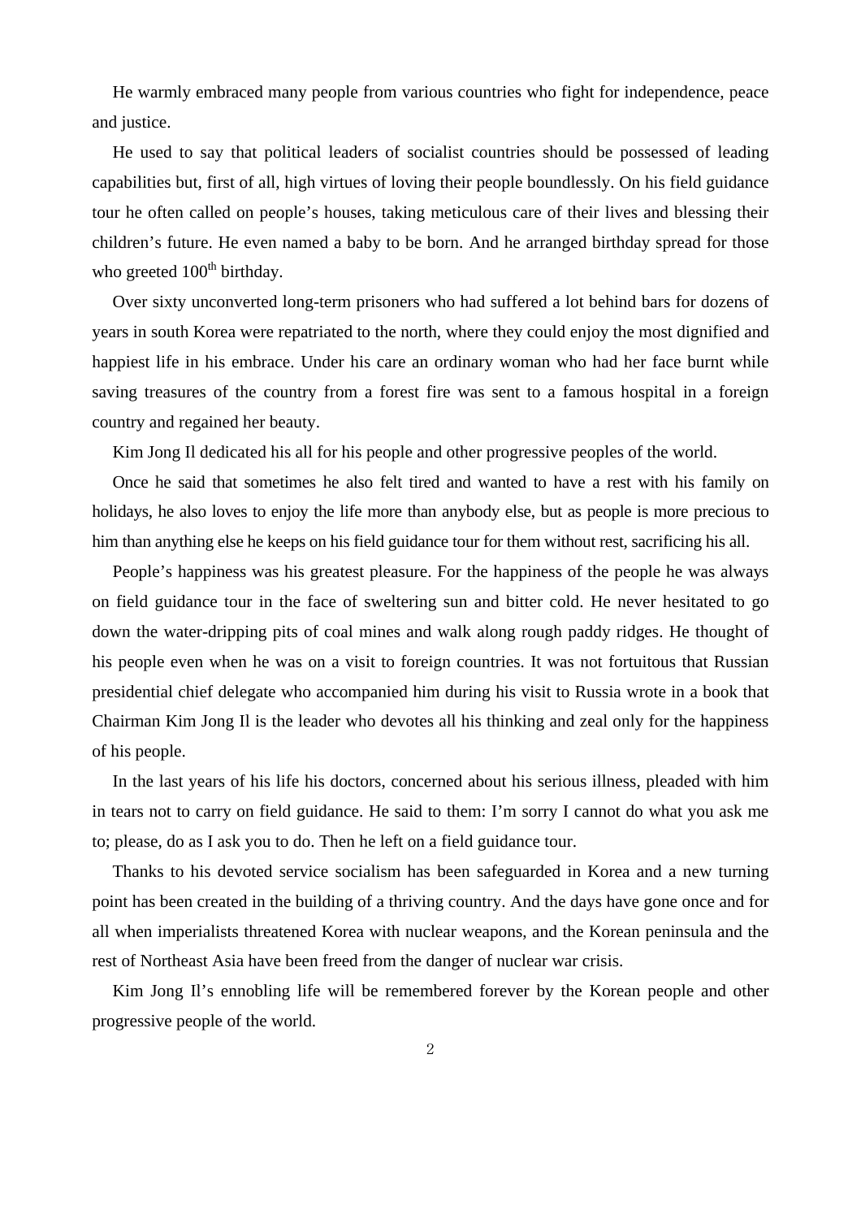He warmly embraced many people from various countries who fight for independence, peace and justice.

He used to say that political leaders of socialist countries should be possessed of leading capabilities but, first of all, high virtues of loving their people boundlessly. On his field guidance tour he often called on people's houses, taking meticulous care of their lives and blessing their children's future. He even named a baby to be born. And he arranged birthday spread for those who greeted 100th birthday.

Over sixty unconverted long-term prisoners who had suffered a lot behind bars for dozens of years in south Korea were repatriated to the north, where they could enjoy the most dignified and happiest life in his embrace. Under his care an ordinary woman who had her face burnt while saving treasures of the country from a forest fire was sent to a famous hospital in a foreign country and regained her beauty.

Kim Jong Il dedicated his all for his people and other progressive peoples of the world.

Once he said that sometimes he also felt tired and wanted to have a rest with his family on holidays, he also loves to enjoy the life more than anybody else, but as people is more precious to him than anything else he keeps on his field guidance tour for them without rest, sacrificing his all.

People's happiness was his greatest pleasure. For the happiness of the people he was always on field guidance tour in the face of sweltering sun and bitter cold. He never hesitated to go down the water-dripping pits of coal mines and walk along rough paddy ridges. He thought of his people even when he was on a visit to foreign countries. It was not fortuitous that Russian presidential chief delegate who accompanied him during his visit to Russia wrote in a book that Chairman Kim Jong Il is the leader who devotes all his thinking and zeal only for the happiness of his people.

In the last years of his life his doctors, concerned about his serious illness, pleaded with him in tears not to carry on field guidance. He said to them: I'm sorry I cannot do what you ask me to; please, do as I ask you to do. Then he left on a field guidance tour.

Thanks to his devoted service socialism has been safeguarded in Korea and a new turning point has been created in the building of a thriving country. And the days have gone once and for all when imperialists threatened Korea with nuclear weapons, and the Korean peninsula and the rest of Northeast Asia have been freed from the danger of nuclear war crisis.

Kim Jong Il's ennobling life will be remembered forever by the Korean people and other progressive people of the world.